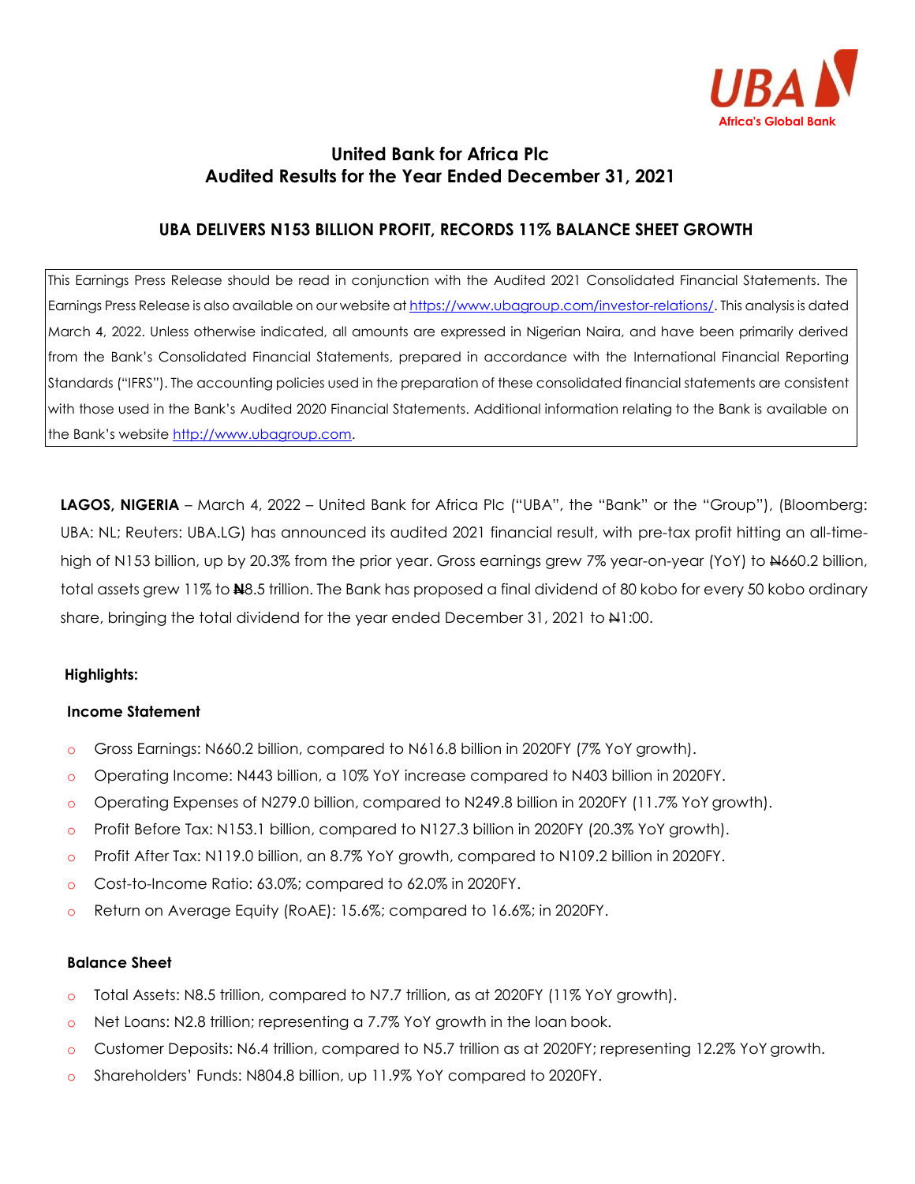# United Bank for Africa Plc
# Audited Results for the Year Ended December 31, 2021

## UBA DELIVERS N153 BILLION PROFIT, RECORDS 11% BALANCE SHEET GROWTH

This Earnings Press Release should be read in conjunction with the Audited 2021 Consolidated Financial Statements. The Earnings Press Release is also available on our website at https://www.ubagroup.com/investor-relations/. This analysis is dated March 4, 2022. Unless otherwise indicated, all amounts are expressed in Nigerian Naira, and have been primarily derived from the Bank's Consolidated Financial Statements, prepared in accordance with the International Financial Reporting Standards ("IFRS"). The accounting policies used in the preparation of these consolidated financial statements are consistent with those used in the Bank's Audited 2020 Financial Statements. Additional information relating to the Bank is available on the Bank's website http://www.ubagroup.com.

**LAGOS, NIGERIA** – March 4, 2022 – United Bank for Africa Plc ("UBA", the "Bank" or the "Group"), (Bloomberg: UBA: NL; Reuters: UBA.LG) has announced its audited 2021 financial result, with pre-tax profit hitting an all-time-high of N153 billion, up by 20.3% from the prior year. Gross earnings grew 7% year-on-year (YoY) to ₦660.2 billion, total assets grew 11% to ₦8.5 trillion. The Bank has proposed a final dividend of 80 kobo for every 50 kobo ordinary share, bringing the total dividend for the year ended December 31, 2021 to ₦1:00.

### Highlights:

#### Income Statement

- Gross Earnings: N660.2 billion, compared to N616.8 billion in 2020FY (7% YoY growth).
- Operating Income: N443 billion, a 10% YoY increase compared to N403 billion in 2020FY.
- Operating Expenses of N279.0 billion, compared to N249.8 billion in 2020FY (11.7% YoY growth).
- Profit Before Tax: N153.1 billion, compared to N127.3 billion in 2020FY (20.3% YoY growth).
- Profit After Tax: N119.0 billion, an 8.7% YoY growth, compared to N109.2 billion in 2020FY.
- Cost-to-Income Ratio: 63.0%; compared to 62.0% in 2020FY.
- Return on Average Equity (RoAE): 15.6%; compared to 16.6%; in 2020FY.

#### Balance Sheet

- Total Assets: N8.5 trillion, compared to N7.7 trillion, as at 2020FY (11% YoY growth).
- Net Loans: N2.8 trillion; representing a 7.7% YoY growth in the loan book.
- Customer Deposits: N6.4 trillion, compared to N5.7 trillion as at 2020FY; representing 12.2% YoY growth.
- Shareholders' Funds: N804.8 billion, up 11.9% YoY compared to 2020FY.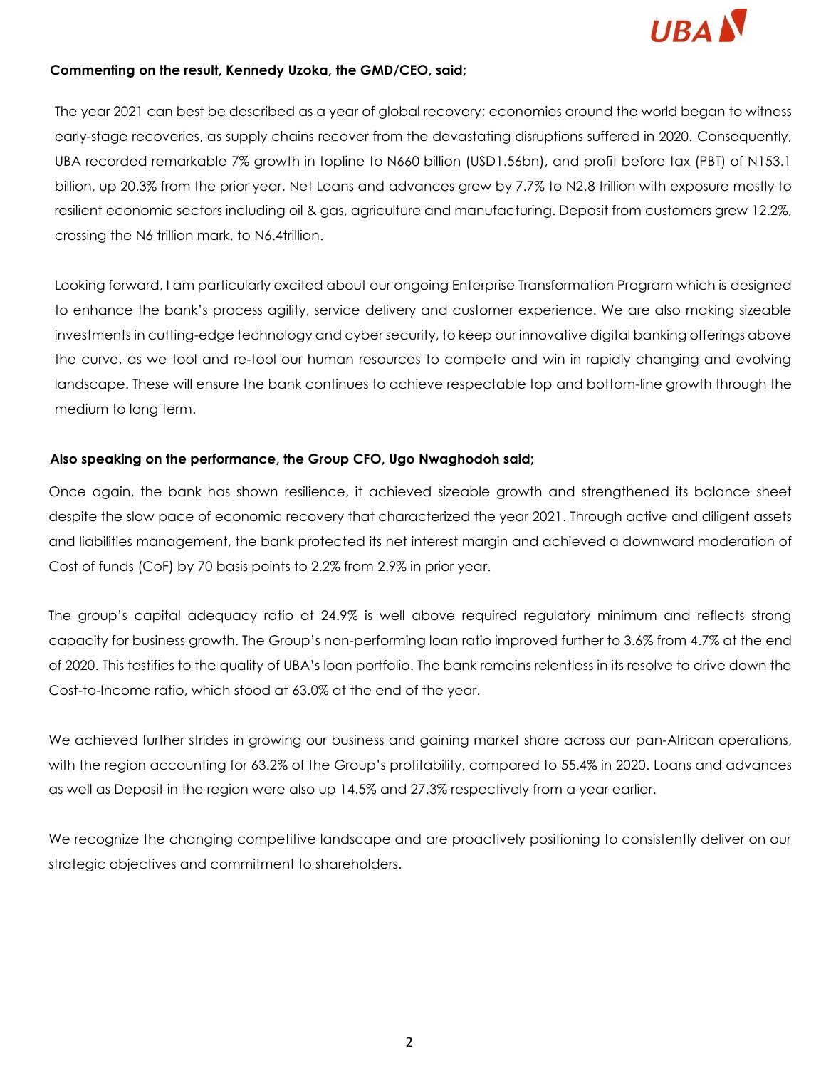**Commenting on the result, Kennedy Uzoka, the GMD/CEO, said;**

The year 2021 can best be described as a year of global recovery; economies around the world began to witness early-stage recoveries, as supply chains recover from the devastating disruptions suffered in 2020. Consequently, UBA recorded remarkable 7% growth in topline to N660 billion (USD1.56bn), and profit before tax (PBT) of N153.1 billion, up 20.3% from the prior year. Net Loans and advances grew by 7.7% to N2.8 trillion with exposure mostly to resilient economic sectors including oil & gas, agriculture and manufacturing. Deposit from customers grew 12.2%, crossing the N6 trillion mark, to N6.4trillion.

Looking forward, I am particularly excited about our ongoing Enterprise Transformation Program which is designed to enhance the bank's process agility, service delivery and customer experience. We are also making sizeable investments in cutting-edge technology and cyber security, to keep our innovative digital banking offerings above the curve, as we tool and re-tool our human resources to compete and win in rapidly changing and evolving landscape. These will ensure the bank continues to achieve respectable top and bottom-line growth through the medium to long term.

**Also speaking on the performance, the Group CFO, Ugo Nwaghodoh said;**

Once again, the bank has shown resilience, it achieved sizeable growth and strengthened its balance sheet despite the slow pace of economic recovery that characterized the year 2021. Through active and diligent assets and liabilities management, the bank protected its net interest margin and achieved a downward moderation of Cost of funds (CoF) by 70 basis points to 2.2% from 2.9% in prior year.

The group's capital adequacy ratio at 24.9% is well above required regulatory minimum and reflects strong capacity for business growth. The Group's non-performing loan ratio improved further to 3.6% from 4.7% at the end of 2020. This testifies to the quality of UBA's loan portfolio. The bank remains relentless in its resolve to drive down the Cost-to-Income ratio, which stood at 63.0% at the end of the year.

We achieved further strides in growing our business and gaining market share across our pan-African operations, with the region accounting for 63.2% of the Group's profitability, compared to 55.4% in 2020. Loans and advances as well as Deposit in the region were also up 14.5% and 27.3% respectively from a year earlier.

We recognize the changing competitive landscape and are proactively positioning to consistently deliver on our strategic objectives and commitment to shareholders.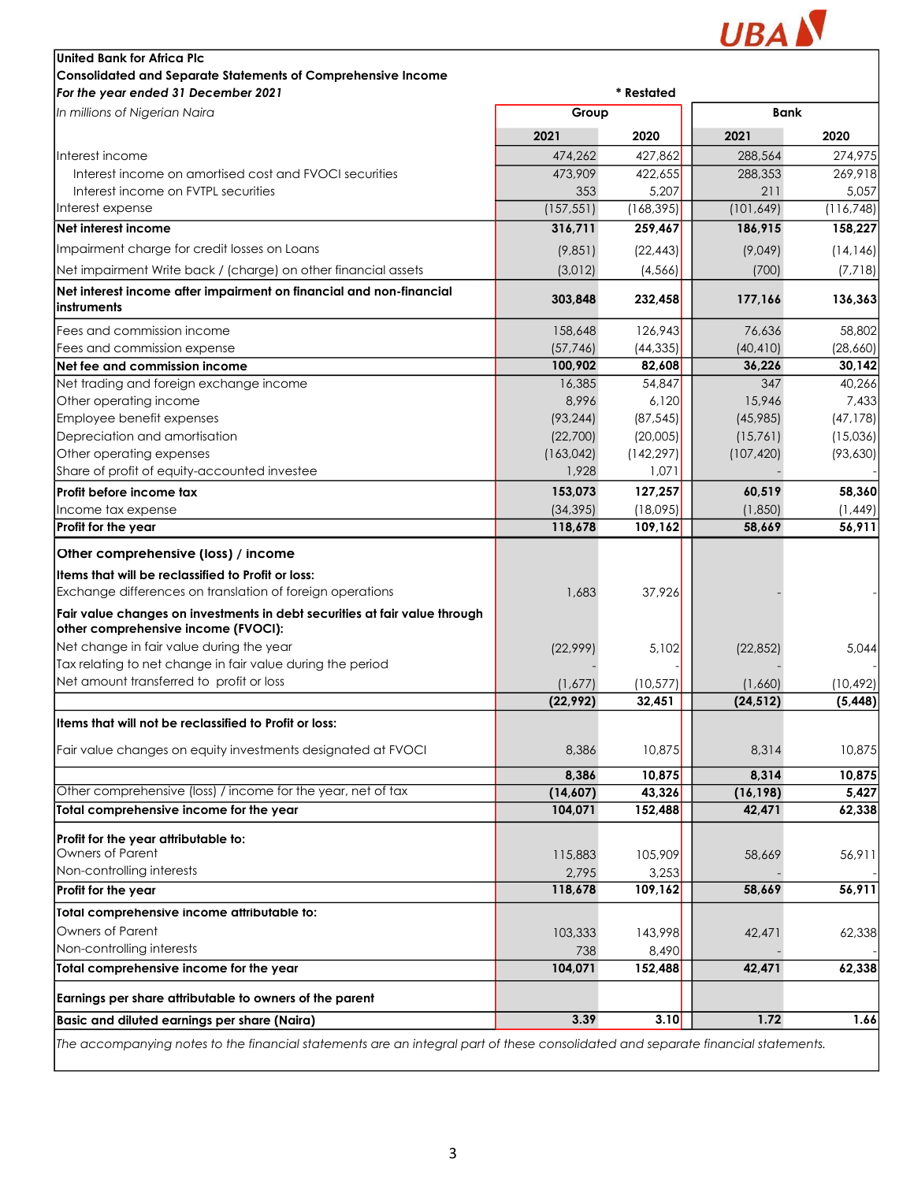UBA

**United Bank for Africa Plc**
**Consolidated and Separate Statements of Comprehensive Income**
*For the year ended 31 December 2021*

| *In millions of Nigerian Naira* | **Group** | | **Bank** | |
|---|---|---|---|---|
| | **2021** | **2020** * Restated | **2021** | **2020** |
| Interest income | 474,262 | 427,862 | 288,564 | 274,975 |
| Interest income on amortised cost and FVOCI securities | 473,909 | 422,655 | 288,353 | 269,918 |
| Interest income on FVTPL securities | 353 | 5,207 | 211 | 5,057 |
| Interest expense | (157,551) | (168,395) | (101,649) | (116,748) |
| **Net interest income** | **316,711** | **259,467** | **186,915** | **158,227** |
| Impairment charge for credit losses on Loans | (9,851) | (22,443) | (9,049) | (14,146) |
| Net impairment Write back / (charge) on other financial assets | (3,012) | (4,566) | (700) | (7,718) |
| **Net interest income after impairment on financial and non-financial instruments** | **303,848** | **232,458** | **177,166** | **136,363** |
| Fees and commission income | 158,648 | 126,943 | 76,636 | 58,802 |
| Fees and commission expense | (57,746) | (44,335) | (40,410) | (28,660) |
| **Net fee and commission income** | **100,902** | **82,608** | **36,226** | **30,142** |
| Net trading and foreign exchange income | 16,385 | 54,847 | 347 | 40,266 |
| Other operating income | 8,996 | 6,120 | 15,946 | 7,433 |
| Employee benefit expenses | (93,244) | (87,545) | (45,985) | (47,178) |
| Depreciation and amortisation | (22,700) | (20,005) | (15,761) | (15,036) |
| Other operating expenses | (163,042) | (142,297) | (107,420) | (93,630) |
| Share of profit of equity-accounted investee | 1,928 | 1,071 | - | - |
| **Profit before income tax** | **153,073** | **127,257** | **60,519** | **58,360** |
| Income tax expense | (34,395) | (18,095) | (1,850) | (1,449) |
| **Profit for the year** | **118,678** | **109,162** | **58,669** | **56,911** |
| **Other comprehensive (loss) / income** | | | | |
| **Items that will be reclassified to Profit or loss:** | | | | |
| Exchange differences on translation of foreign operations | 1,683 | 37,926 | - | - |
| **Fair value changes on investments in debt securities at fair value through other comprehensive income (FVOCI):** | | | | |
| Net change in fair value during the year | (22,999) | 5,102 | (22,852) | 5,044 |
| Tax relating to net change in fair value during the period | - | - | | |
| Net amount transferred to profit or loss | (1,677) | (10,577) | (1,660) | (10,492) |
| | **(22,992)** | **32,451** | **(24,512)** | **(5,448)** |
| **Items that will not be reclassified to Profit or loss:** | | | | |
| Fair value changes on equity investments designated at FVOCI | 8,386 | 10,875 | 8,314 | 10,875 |
| | **8,386** | **10,875** | **8,314** | **10,875** |
| Other comprehensive (loss) / income for the year, net of tax | **(14,607)** | **43,326** | **(16,198)** | **5,427** |
| **Total comprehensive income for the year** | **104,071** | **152,488** | **42,471** | **62,338** |
| **Profit for the year attributable to:** | | | | |
| Owners of Parent | 115,883 | 105,909 | 58,669 | 56,911 |
| Non-controlling interests | 2,795 | 3,253 | - | - |
| **Profit for the year** | **118,678** | **109,162** | **58,669** | **56,911** |
| **Total comprehensive income attributable to:** | | | | |
| Owners of Parent | 103,333 | 143,998 | 42,471 | 62,338 |
| Non-controlling interests | 738 | 8,490 | - | - |
| **Total comprehensive income for the year** | **104,071** | **152,488** | **42,471** | **62,338** |
| **Earnings per share attributable to owners of the parent** | | | | |
| **Basic and diluted earnings per share (Naira)** | **3.39** | **3.10** | **1.72** | **1.66** |

*The accompanying notes to the financial statements are an integral part of these consolidated and separate financial statements.*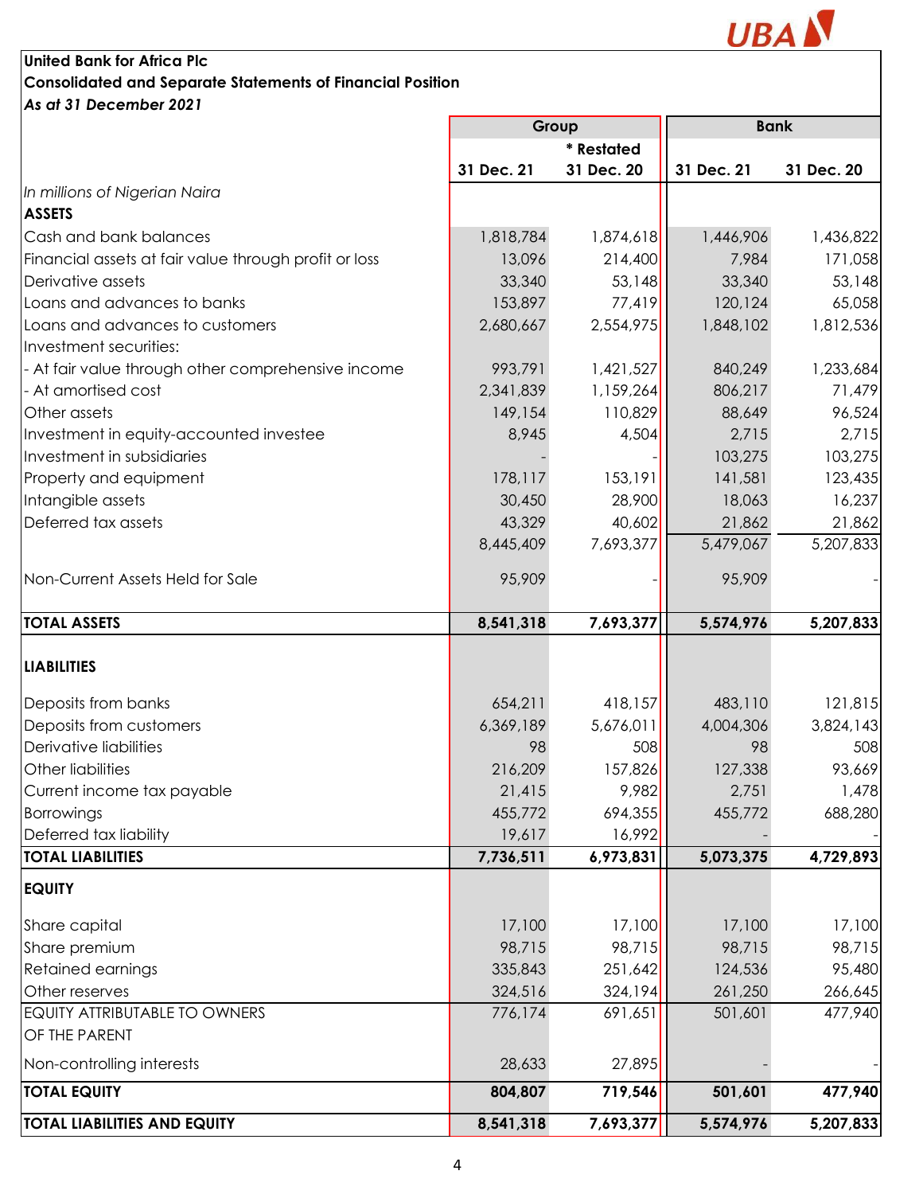**United Bank for Africa Plc**

**Consolidated and Separate Statements of Financial Position**

***As at 31 December 2021***

| | Group | | Bank | |
|---|---|---|---|---|
| | | * Restated | | |
| | 31 Dec. 21 | 31 Dec. 20 | 31 Dec. 21 | 31 Dec. 20 |
| *In millions of Nigerian Naira* | | | | |
| **ASSETS** | | | | |
| Cash and bank balances | 1,818,784 | 1,874,618 | 1,446,906 | 1,436,822 |
| Financial assets at fair value through profit or loss | 13,096 | 214,400 | 7,984 | 171,058 |
| Derivative assets | 33,340 | 53,148 | 33,340 | 53,148 |
| Loans and advances to banks | 153,897 | 77,419 | 120,124 | 65,058 |
| Loans and advances to customers | 2,680,667 | 2,554,975 | 1,848,102 | 1,812,536 |
| Investment securities: | | | | |
| - At fair value through other comprehensive income | 993,791 | 1,421,527 | 840,249 | 1,233,684 |
| - At amortised cost | 2,341,839 | 1,159,264 | 806,217 | 71,479 |
| Other assets | 149,154 | 110,829 | 88,649 | 96,524 |
| Investment in equity-accounted investee | 8,945 | 4,504 | 2,715 | 2,715 |
| Investment in subsidiaries | - | - | 103,275 | 103,275 |
| Property and equipment | 178,117 | 153,191 | 141,581 | 123,435 |
| Intangible assets | 30,450 | 28,900 | 18,063 | 16,237 |
| Deferred tax assets | 43,329 | 40,602 | 21,862 | 21,862 |
| | 8,445,409 | 7,693,377 | 5,479,067 | 5,207,833 |
| Non-Current Assets Held for Sale | 95,909 | - | 95,909 | - |
| **TOTAL ASSETS** | **8,541,318** | **7,693,377** | **5,574,976** | **5,207,833** |
| **LIABILITIES** | | | | |
| Deposits from banks | 654,211 | 418,157 | 483,110 | 121,815 |
| Deposits from customers | 6,369,189 | 5,676,011 | 4,004,306 | 3,824,143 |
| Derivative liabilities | 98 | 508 | 98 | 508 |
| Other liabilities | 216,209 | 157,826 | 127,338 | 93,669 |
| Current income tax payable | 21,415 | 9,982 | 2,751 | 1,478 |
| Borrowings | 455,772 | 694,355 | 455,772 | 688,280 |
| Deferred tax liability | 19,617 | 16,992 | - | - |
| **TOTAL LIABILITIES** | **7,736,511** | **6,973,831** | **5,073,375** | **4,729,893** |
| **EQUITY** | | | | |
| Share capital | 17,100 | 17,100 | 17,100 | 17,100 |
| Share premium | 98,715 | 98,715 | 98,715 | 98,715 |
| Retained earnings | 335,843 | 251,642 | 124,536 | 95,480 |
| Other reserves | 324,516 | 324,194 | 261,250 | 266,645 |
| EQUITY ATTRIBUTABLE TO OWNERS OF THE PARENT | 776,174 | 691,651 | 501,601 | 477,940 |
| Non-controlling interests | 28,633 | 27,895 | - | - |
| **TOTAL EQUITY** | **804,807** | **719,546** | **501,601** | **477,940** |
| **TOTAL LIABILITIES AND EQUITY** | **8,541,318** | **7,693,377** | **5,574,976** | **5,207,833** |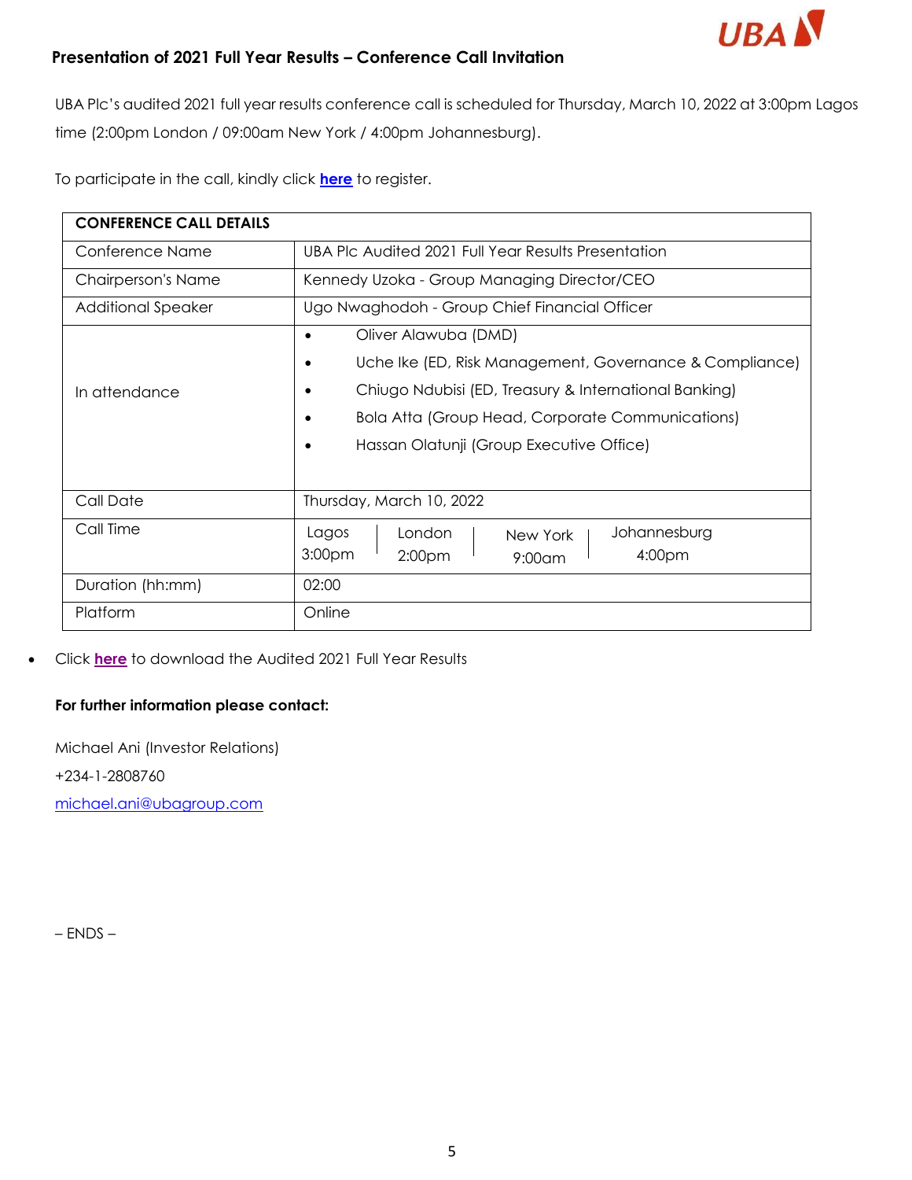## Presentation of 2021 Full Year Results – Conference Call Invitation

UBA Plc's audited 2021 full year results conference call is scheduled for Thursday, March 10, 2022 at 3:00pm Lagos time (2:00pm London / 09:00am New York / 4:00pm Johannesburg).

To participate in the call, kindly click **here** to register.

| CONFERENCE CALL DETAILS | |
|---|---|
| Conference Name | UBA Plc Audited 2021 Full Year Results Presentation |
| Chairperson's Name | Kennedy Uzoka - Group Managing Director/CEO |
| Additional Speaker | Ugo Nwaghodoh - Group Chief Financial Officer |
| In attendance | • Oliver Alawuba (DMD)<br>• Uche Ike (ED, Risk Management, Governance & Compliance)<br>• Chiugo Ndubisi (ED, Treasury & International Banking)<br>• Bola Atta (Group Head, Corporate Communications)<br>• Hassan Olatunji (Group Executive Office) |
| Call Date | Thursday, March 10, 2022 |
| Call Time | Lagos 3:00pm \| London 2:00pm \| New York 9:00am \| Johannesburg 4:00pm |
| Duration (hh:mm) | 02:00 |
| Platform | Online |

- Click **here** to download the Audited 2021 Full Year Results

**For further information please contact:**

Michael Ani (Investor Relations)

+234-1-2808760

michael.ani@ubagroup.com

– ENDS –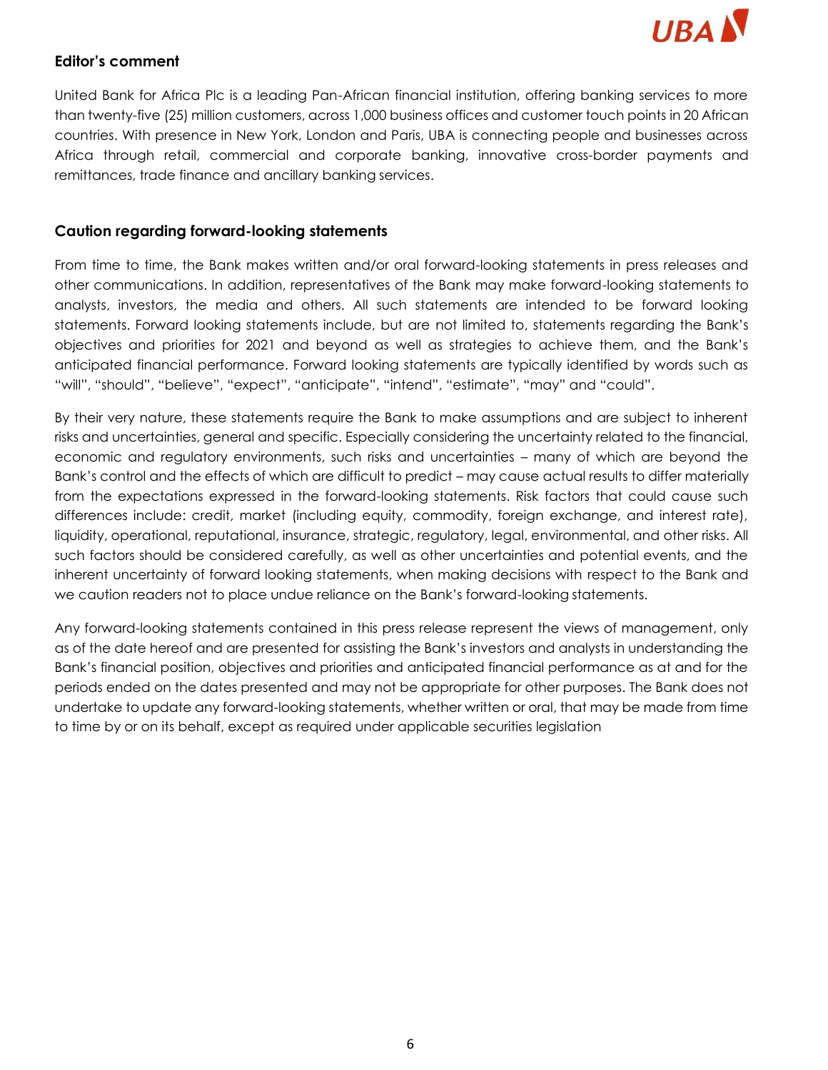## Editor's comment

United Bank for Africa Plc is a leading Pan-African financial institution, offering banking services to more than twenty-five (25) million customers, across 1,000 business offices and customer touch points in 20 African countries. With presence in New York, London and Paris, UBA is connecting people and businesses across Africa through retail, commercial and corporate banking, innovative cross-border payments and remittances, trade finance and ancillary banking services.

## Caution regarding forward-looking statements

From time to time, the Bank makes written and/or oral forward-looking statements in press releases and other communications. In addition, representatives of the Bank may make forward-looking statements to analysts, investors, the media and others. All such statements are intended to be forward looking statements. Forward looking statements include, but are not limited to, statements regarding the Bank's objectives and priorities for 2021 and beyond as well as strategies to achieve them, and the Bank's anticipated financial performance. Forward looking statements are typically identified by words such as "will", "should", "believe", "expect", "anticipate", "intend", "estimate", "may" and "could".

By their very nature, these statements require the Bank to make assumptions and are subject to inherent risks and uncertainties, general and specific. Especially considering the uncertainty related to the financial, economic and regulatory environments, such risks and uncertainties – many of which are beyond the Bank's control and the effects of which are difficult to predict – may cause actual results to differ materially from the expectations expressed in the forward-looking statements. Risk factors that could cause such differences include: credit, market (including equity, commodity, foreign exchange, and interest rate), liquidity, operational, reputational, insurance, strategic, regulatory, legal, environmental, and other risks. All such factors should be considered carefully, as well as other uncertainties and potential events, and the inherent uncertainty of forward looking statements, when making decisions with respect to the Bank and we caution readers not to place undue reliance on the Bank's forward-looking statements.

Any forward-looking statements contained in this press release represent the views of management, only as of the date hereof and are presented for assisting the Bank's investors and analysts in understanding the Bank's financial position, objectives and priorities and anticipated financial performance as at and for the periods ended on the dates presented and may not be appropriate for other purposes. The Bank does not undertake to update any forward-looking statements, whether written or oral, that may be made from time to time by or on its behalf, except as required under applicable securities legislation